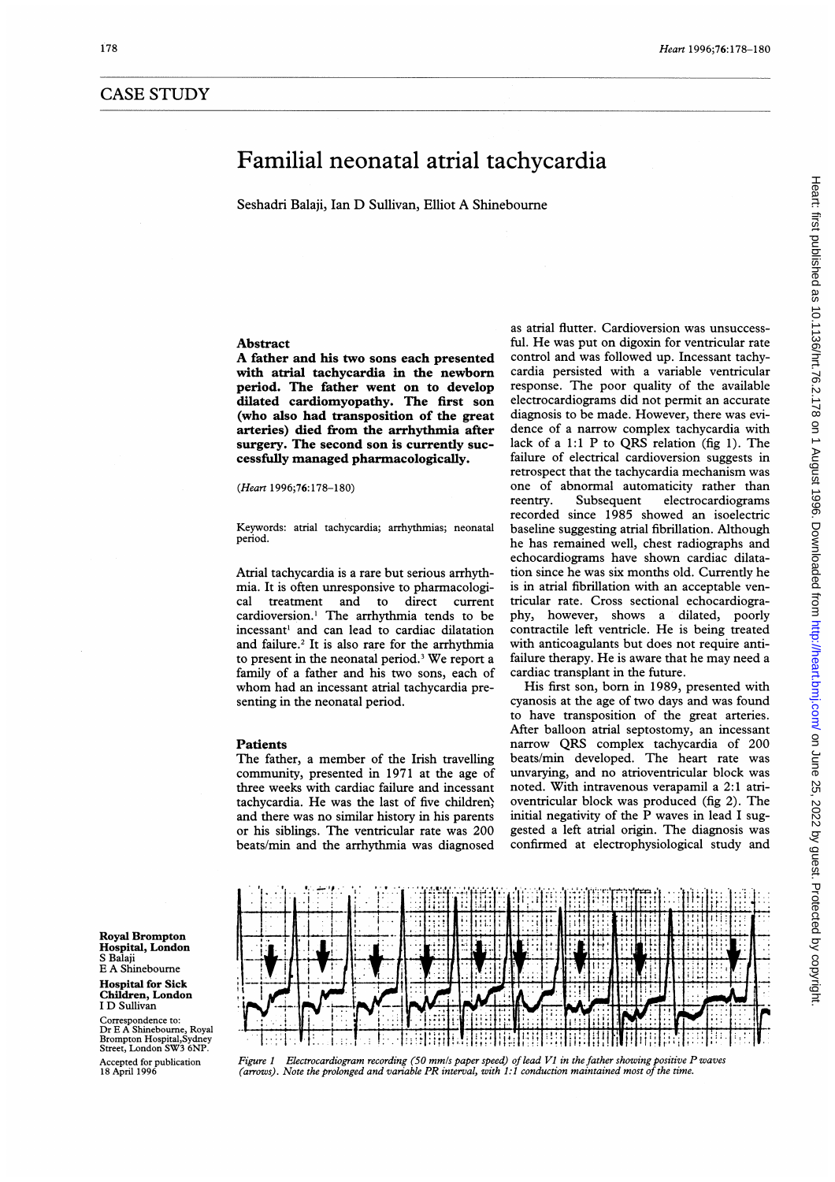## CASE STUDY

# Familial neonatal atrial tachycardia

Seshadri Balaji, Ian D Sullivan, Elliot A Shinebourne

### Abstract

**A father and his two sons each presented with atrial tachycardia in the newborn period. The father went on to develop dilated cardiomyopathy. The first son (who also had transposition of the great arteries) died from the arrhythmia after surgery. The second son is currently successfully managed pharmacologically.**

(*Heart* 1996;76:178–180)

Keywords: atrial tachycardia; arrhythmias; neonatal period.

Atrial tachycardia is a rare but serious arrhythmia. It is often unresponsive to pharmacological treatment and to direct current cardioversion.[1] The arrhythmia tends to be incessant[1] and can lead to cardiac dilatation and failure.[2] It is also rare for the arrhythmia to present in the neonatal period.[3] We report a family of a father and his two sons, each of whom had an incessant atrial tachycardia presenting in the neonatal period.

### Patients

The father, a member of the Irish travelling community, presented in 1971 at the age of three weeks with cardiac failure and incessant tachycardia. He was the last of five children; and there was no similar history in his parents or his siblings. The ventricular rate was 200 beats/min and the arrhythmia was diagnosed as atrial flutter. Cardioversion was unsuccessful. He was put on digoxin for ventricular rate control and was followed up. Incessant tachycardia persisted with a variable ventricular response. The poor quality of the available electrocardiograms did not permit an accurate diagnosis to be made. However, there was evidence of a narrow complex tachycardia with lack of a 1:1 P to QRS relation (fig 1). The failure of electrical cardioversion suggests in retrospect that the tachycardia mechanism was one of abnormal automaticity rather than reentry. Subsequent electrocardiograms recorded since 1985 showed an isoelectric baseline suggesting atrial fibrillation. Although he has remained well, chest radiographs and echocardiograms have shown cardiac dilatation since he was six months old. Currently he is in atrial fibrillation with an acceptable ventricular rate. Cross sectional echocardiography, however, shows a dilated, poorly contractile left ventricle. He is being treated with anticoagulants but does not require antifailure therapy. He is aware that he may need a cardiac transplant in the future.

His first son, born in 1989, presented with cyanosis at the age of two days and was found to have transposition of the great arteries. After balloon atrial septostomy, an incessant narrow QRS complex tachycardia of 200 beats/min developed. The heart rate was unvarying, and no atrioventricular block was noted. With intravenous verapamil a 2:1 atrioventricular block was produced (fig 2). The initial negativity of the P waves in lead I suggested a left atrial origin. The diagnosis was confirmed at electrophysiological study and

*Figure 1 Electrocardiogram recording (50 mm/s paper speed) of lead V1 in the father showing positive P waves (arrows). Note the prolonged and variable PR interval, with 1:1 conduction maintained most of the time.*

**Royal Brompton Hospital, London**
S Balaji
E A Shinebourne

**Hospital for Sick Children, London**
I D Sullivan

Correspondence to: Dr E A Shinebourne, Royal Brompton Hospital, Sydney Street, London SW3 6NP.

Accepted for publication 18 April 1996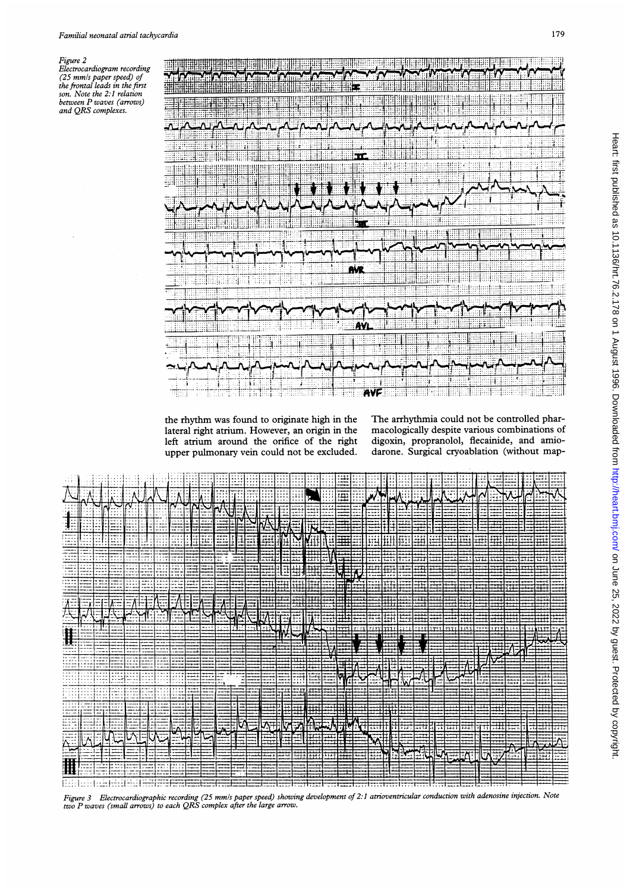Figure 2 Electrocardiogram recording (25 mm/s paper speed) of the frontal leads in the first son. Note the 2:1 relation between P waves (arrows) and QRS complexes.

the rhythm was found to originate high in the lateral right atrium. However, an origin in the left atrium around the orifice of the right upper pulmonary vein could not be excluded. The arrhythmia could not be controlled pharmacologically despite various combinations of digoxin, propranolol, flecainide, and amiodarone. Surgical cryoablation (without map-

Figure 3 Electrocardiographic recording (25 mm/s paper speed) showing development of 2:1 atrioventricular conduction with adenosine injection. Note two P waves (small arrows) to each QRS complex after the large arrow.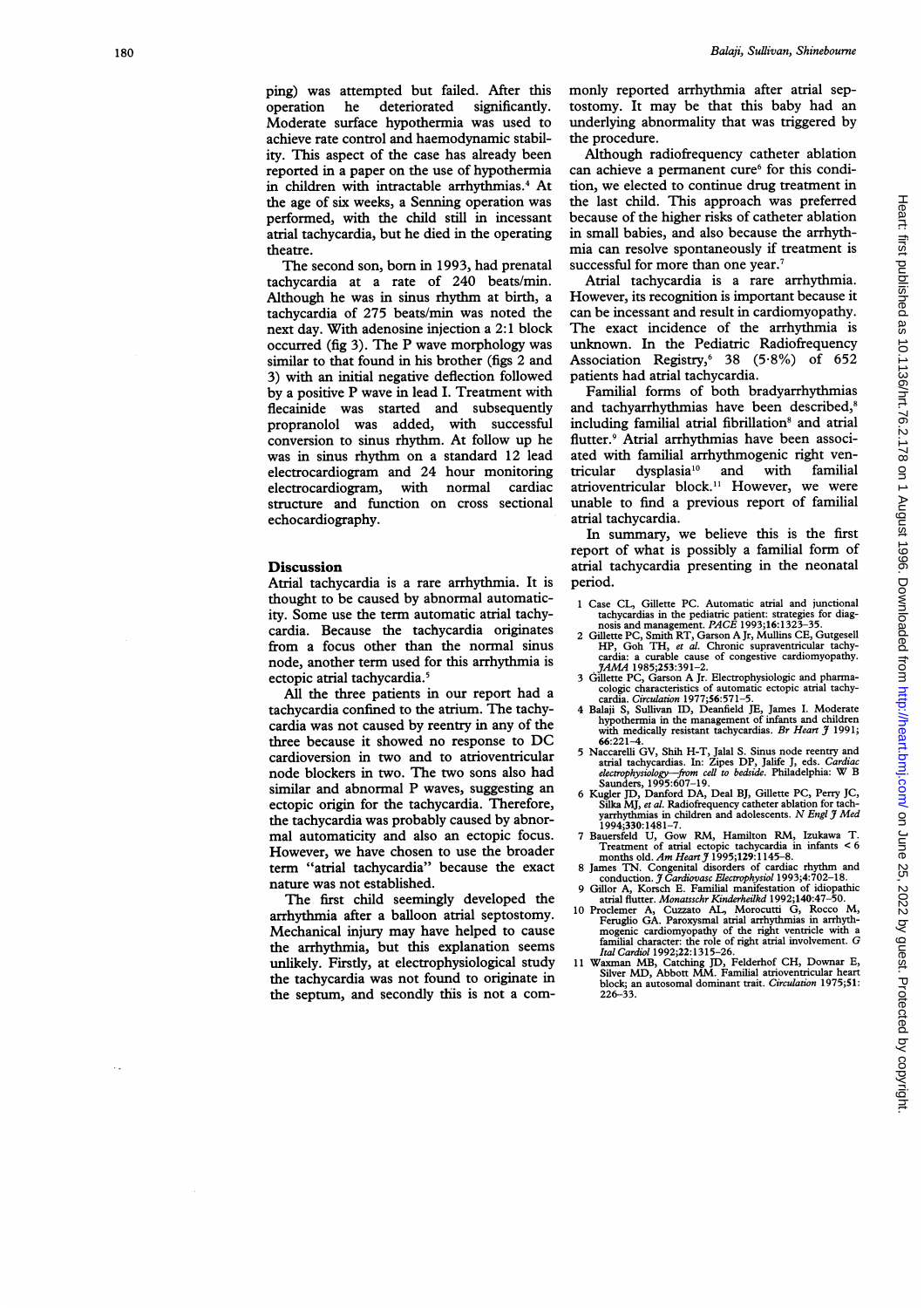ping) was attempted but failed. After this operation he deteriorated significantly. Moderate surface hypothermia was used to achieve rate control and haemodynamic stability. This aspect of the case has already been reported in a paper on the use of hypothermia in children with intractable arrhythmias.[4] At the age of six weeks, a Senning operation was performed, with the child still in incessant atrial tachycardia, but he died in the operating theatre.

The second son, born in 1993, had prenatal tachycardia at a rate of 240 beats/min. Although he was in sinus rhythm at birth, a tachycardia of 275 beats/min was noted the next day. With adenosine injection a 2:1 block occurred (fig 3). The P wave morphology was similar to that found in his brother (figs 2 and 3) with an initial negative deflection followed by a positive P wave in lead I. Treatment with flecainide was started and subsequently propranolol was added, with successful conversion to sinus rhythm. At follow up he was in sinus rhythm on a standard 12 lead electrocardiogram and 24 hour monitoring electrocardiogram, with normal cardiac structure and function on cross sectional echocardiography.

## Discussion

Atrial tachycardia is a rare arrhythmia. It is thought to be caused by abnormal automaticity. Some use the term automatic atrial tachycardia. Because the tachycardia originates from a focus other than the normal sinus node, another term used for this arrhythmia is ectopic atrial tachycardia.[5]

All the three patients in our report had a tachycardia confined to the atrium. The tachycardia was not caused by reentry in any of the three because it showed no response to DC cardioversion in two and to atrioventricular node blockers in two. The two sons also had similar and abnormal P waves, suggesting an ectopic origin for the tachycardia. Therefore, the tachycardia was probably caused by abnormal automaticity and also an ectopic focus. However, we have chosen to use the broader term "atrial tachycardia" because the exact nature was not established.

The first child seemingly developed the arrhythmia after a balloon atrial septostomy. Mechanical injury may have helped to cause the arrhythmia, but this explanation seems unlikely. Firstly, at electrophysiological study the tachycardia was not found to originate in the septum, and secondly this is not a commonly reported arrhythmia after atrial septostomy. It may be that this baby had an underlying abnormality that was triggered by the procedure.

Although radiofrequency catheter ablation can achieve a permanent cure[6] for this condition, we elected to continue drug treatment in the last child. This approach was preferred because of the higher risks of catheter ablation in small babies, and also because the arrhythmia can resolve spontaneously if treatment is successful for more than one year.[7]

Atrial tachycardia is a rare arrhythmia. However, its recognition is important because it can be incessant and result in cardiomyopathy. The exact incidence of the arrhythmia is unknown. In the Pediatric Radiofrequency Association Registry,[6] 38 (5·8%) of 652 patients had atrial tachycardia.

Familial forms of both bradyarrhythmias and tachyarrhythmias have been described,[8] including familial atrial fibrillation[8] and atrial flutter.[9] Atrial arrhythmias have been associated with familial arrhythmogenic right ventricular dysplasia[10] and with familial atrioventricular block.[11] However, we were unable to find a previous report of familial atrial tachycardia.

In summary, we believe this is the first report of what is possibly a familial form of atrial tachycardia presenting in the neonatal period.

1. Case CL, Gillette PC. Automatic atrial and junctional tachycardias in the pediatric patient: strategies for diagnosis and management. *PACE* 1993;16:1323–35.
2. Gillette PC, Smith RT, Garson A Jr, Mullins CE, Gutgesell HP, Goh TH, *et al.* Chronic supraventricular tachycardia: a curable cause of congestive cardiomyopathy. *JAMA* 1985;253:391–2.
3. Gillette PC, Garson A Jr. Electrophysiologic and pharmacologic characteristics of automatic ectopic atrial tachycardia. *Circulation* 1977;56:571–5.
4. Balaji S, Sullivan ID, Deanfield JE, James I. Moderate hypothermia in the management of infants and children with medically resistant tachycardias. *Br Heart J* 1991;66:221–4.
5. Naccarelli GV, Shih H-T, Jalal S. Sinus node reentry and atrial tachycardias. In: Zipes DP, Jalife J, eds. *Cardiac electrophysiology—from cell to bedside*. Philadelphia: W B Saunders, 1995:607–19.
6. Kugler JD, Danford DA, Deal BJ, Gillette PC, Perry JC, Silka MJ, *et al.* Radiofrequency catheter ablation for tachyarrhythmias in children and adolescents. *N Engl J Med* 1994;330:1481–7.
7. Bauersfeld U, Gow RM, Hamilton RM, Izukawa T. Treatment of atrial ectopic tachycardia in infants < 6 months old. *Am Heart J* 1995;129:1145–8.
8. James TN. Congenital disorders of cardiac rhythm and conduction. *J Cardiovasc Electrophysiol* 1993;4:702–18.
9. Gillor A, Korsch E. Familial manifestation of idiopathic atrial flutter. *Monatsschr Kinderheilkd* 1992;140:47–50.
10. Proclemer A, Cuzzato AL, Morocutti G, Rocco M, Feruglio GA. Paroxysmal atrial arrhythmias in arrhythmogenic cardiomyopathy of the right ventricle with a familial character: the role of right atrial involvement. *G Ital Cardiol* 1992;22:1315–26.
11. Waxman MB, Catching JD, Felderhof CH, Downar E, Silver MD, Abbott MM. Familial atrioventricular heart block; an autosomal dominant trait. *Circulation* 1975;51:226–33.